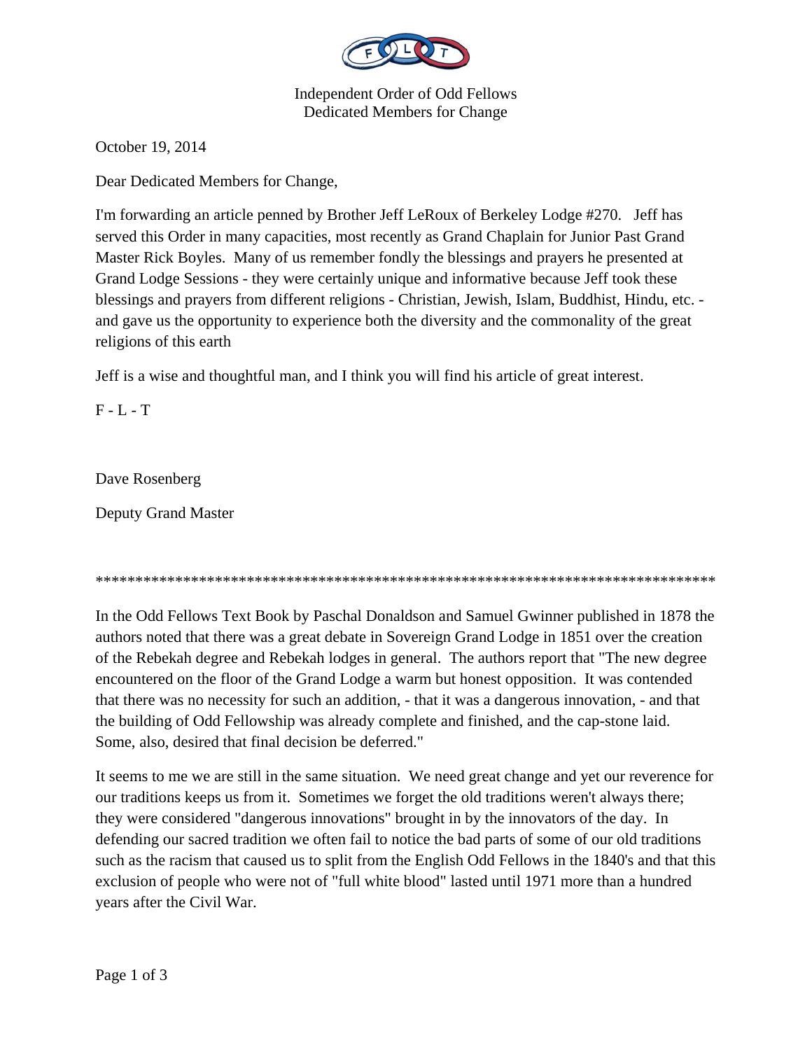Independent Order of Odd Fellows
Dedicated Members for Change

October 19, 2014

Dear Dedicated Members for Change,

I'm forwarding an article penned by Brother Jeff LeRoux of Berkeley Lodge #270. Jeff has served this Order in many capacities, most recently as Grand Chaplain for Junior Past Grand Master Rick Boyles. Many of us remember fondly the blessings and prayers he presented at Grand Lodge Sessions - they were certainly unique and informative because Jeff took these blessings and prayers from different religions - Christian, Jewish, Islam, Buddhist, Hindu, etc. - and gave us the opportunity to experience both the diversity and the commonality of the great religions of this earth

Jeff is a wise and thoughtful man, and I think you will find his article of great interest.

F - L - T

Dave Rosenberg

Deputy Grand Master

*******************************************************************************

In the Odd Fellows Text Book by Paschal Donaldson and Samuel Gwinner published in 1878 the authors noted that there was a great debate in Sovereign Grand Lodge in 1851 over the creation of the Rebekah degree and Rebekah lodges in general. The authors report that "The new degree encountered on the floor of the Grand Lodge a warm but honest opposition. It was contended that there was no necessity for such an addition, - that it was a dangerous innovation, - and that the building of Odd Fellowship was already complete and finished, and the cap-stone laid. Some, also, desired that final decision be deferred."

It seems to me we are still in the same situation. We need great change and yet our reverence for our traditions keeps us from it. Sometimes we forget the old traditions weren't always there; they were considered "dangerous innovations" brought in by the innovators of the day. In defending our sacred tradition we often fail to notice the bad parts of some of our old traditions such as the racism that caused us to split from the English Odd Fellows in the 1840's and that this exclusion of people who were not of "full white blood" lasted until 1971 more than a hundred years after the Civil War.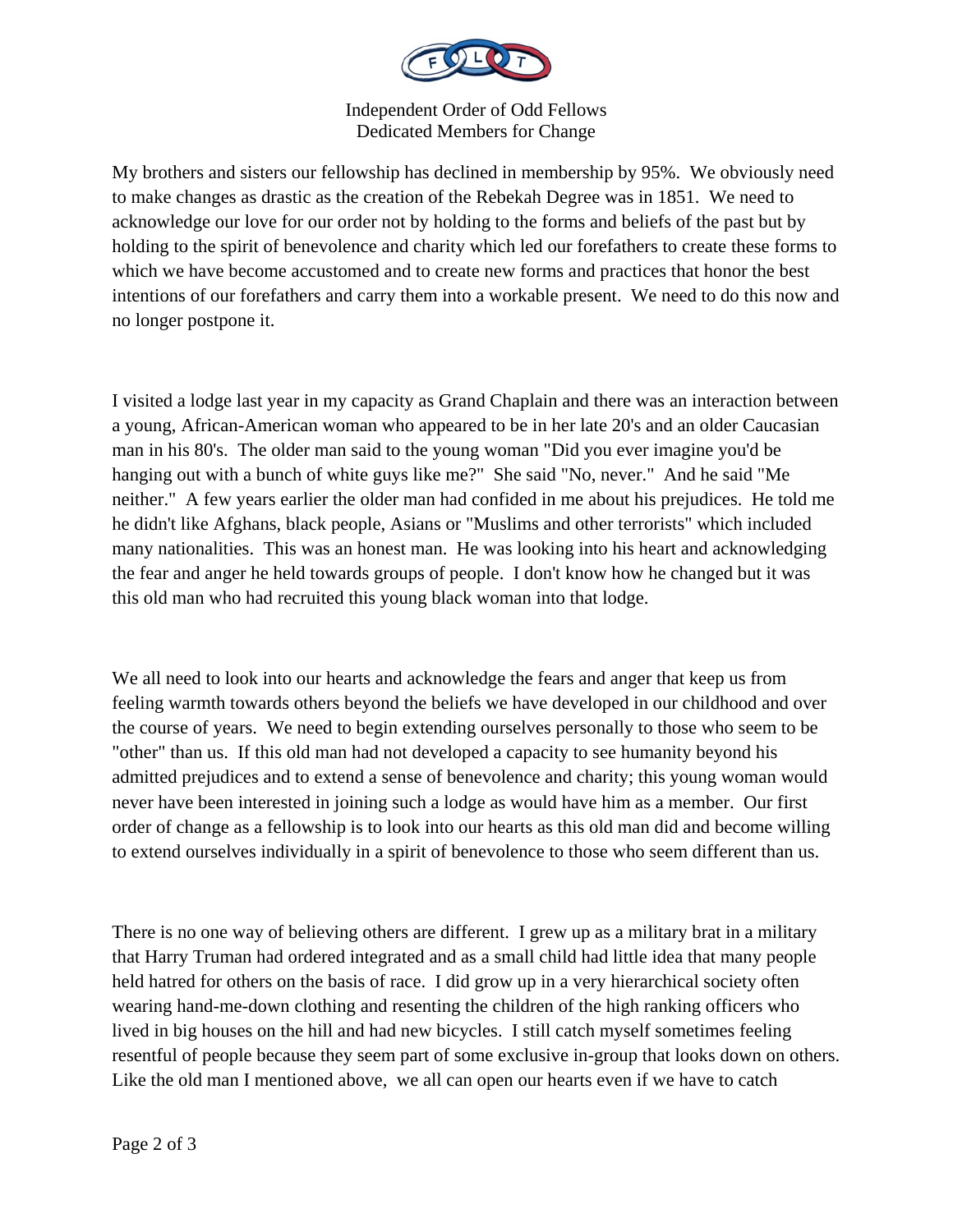Independent Order of Odd Fellows
Dedicated Members for Change

My brothers and sisters our fellowship has declined in membership by 95%. We obviously need to make changes as drastic as the creation of the Rebekah Degree was in 1851. We need to acknowledge our love for our order not by holding to the forms and beliefs of the past but by holding to the spirit of benevolence and charity which led our forefathers to create these forms to which we have become accustomed and to create new forms and practices that honor the best intentions of our forefathers and carry them into a workable present. We need to do this now and no longer postpone it.

I visited a lodge last year in my capacity as Grand Chaplain and there was an interaction between a young, African-American woman who appeared to be in her late 20's and an older Caucasian man in his 80's. The older man said to the young woman "Did you ever imagine you'd be hanging out with a bunch of white guys like me?" She said "No, never." And he said "Me neither." A few years earlier the older man had confided in me about his prejudices. He told me he didn't like Afghans, black people, Asians or "Muslims and other terrorists" which included many nationalities. This was an honest man. He was looking into his heart and acknowledging the fear and anger he held towards groups of people. I don't know how he changed but it was this old man who had recruited this young black woman into that lodge.

We all need to look into our hearts and acknowledge the fears and anger that keep us from feeling warmth towards others beyond the beliefs we have developed in our childhood and over the course of years. We need to begin extending ourselves personally to those who seem to be "other" than us. If this old man had not developed a capacity to see humanity beyond his admitted prejudices and to extend a sense of benevolence and charity; this young woman would never have been interested in joining such a lodge as would have him as a member. Our first order of change as a fellowship is to look into our hearts as this old man did and become willing to extend ourselves individually in a spirit of benevolence to those who seem different than us.

There is no one way of believing others are different. I grew up as a military brat in a military that Harry Truman had ordered integrated and as a small child had little idea that many people held hatred for others on the basis of race. I did grow up in a very hierarchical society often wearing hand-me-down clothing and resenting the children of the high ranking officers who lived in big houses on the hill and had new bicycles. I still catch myself sometimes feeling resentful of people because they seem part of some exclusive in-group that looks down on others. Like the old man I mentioned above, we all can open our hearts even if we have to catch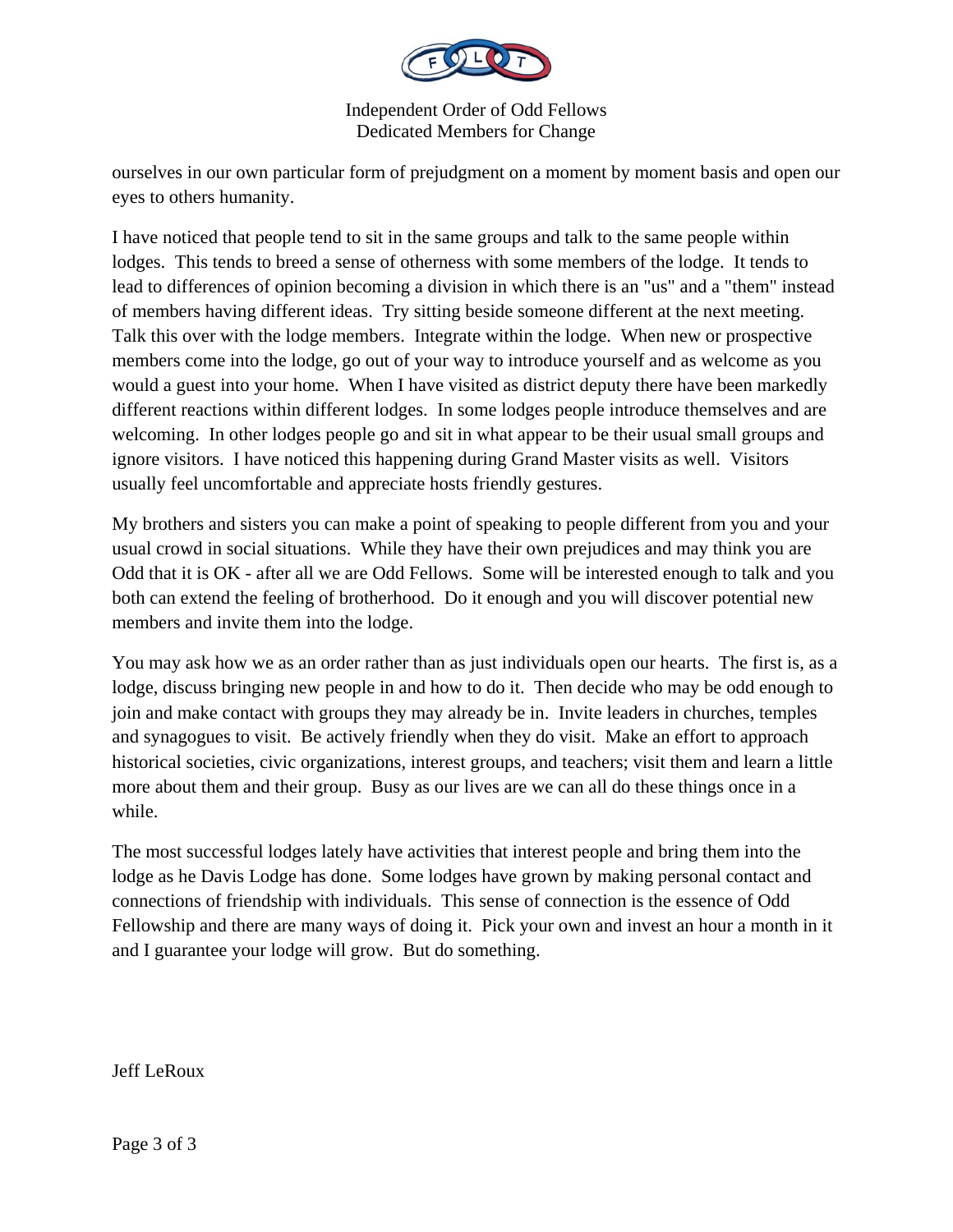ourselves in our own particular form of prejudgment on a moment by moment basis and open our eyes to others humanity.

I have noticed that people tend to sit in the same groups and talk to the same people within lodges. This tends to breed a sense of otherness with some members of the lodge. It tends to lead to differences of opinion becoming a division in which there is an "us" and a "them" instead of members having different ideas. Try sitting beside someone different at the next meeting. Talk this over with the lodge members. Integrate within the lodge. When new or prospective members come into the lodge, go out of your way to introduce yourself and as welcome as you would a guest into your home. When I have visited as district deputy there have been markedly different reactions within different lodges. In some lodges people introduce themselves and are welcoming. In other lodges people go and sit in what appear to be their usual small groups and ignore visitors. I have noticed this happening during Grand Master visits as well. Visitors usually feel uncomfortable and appreciate hosts friendly gestures.

My brothers and sisters you can make a point of speaking to people different from you and your usual crowd in social situations. While they have their own prejudices and may think you are Odd that it is OK - after all we are Odd Fellows. Some will be interested enough to talk and you both can extend the feeling of brotherhood. Do it enough and you will discover potential new members and invite them into the lodge.

You may ask how we as an order rather than as just individuals open our hearts. The first is, as a lodge, discuss bringing new people in and how to do it. Then decide who may be odd enough to join and make contact with groups they may already be in. Invite leaders in churches, temples and synagogues to visit. Be actively friendly when they do visit. Make an effort to approach historical societies, civic organizations, interest groups, and teachers; visit them and learn a little more about them and their group. Busy as our lives are we can all do these things once in a while.

The most successful lodges lately have activities that interest people and bring them into the lodge as he Davis Lodge has done. Some lodges have grown by making personal contact and connections of friendship with individuals. This sense of connection is the essence of Odd Fellowship and there are many ways of doing it. Pick your own and invest an hour a month in it and I guarantee your lodge will grow. But do something.

Jeff LeRoux